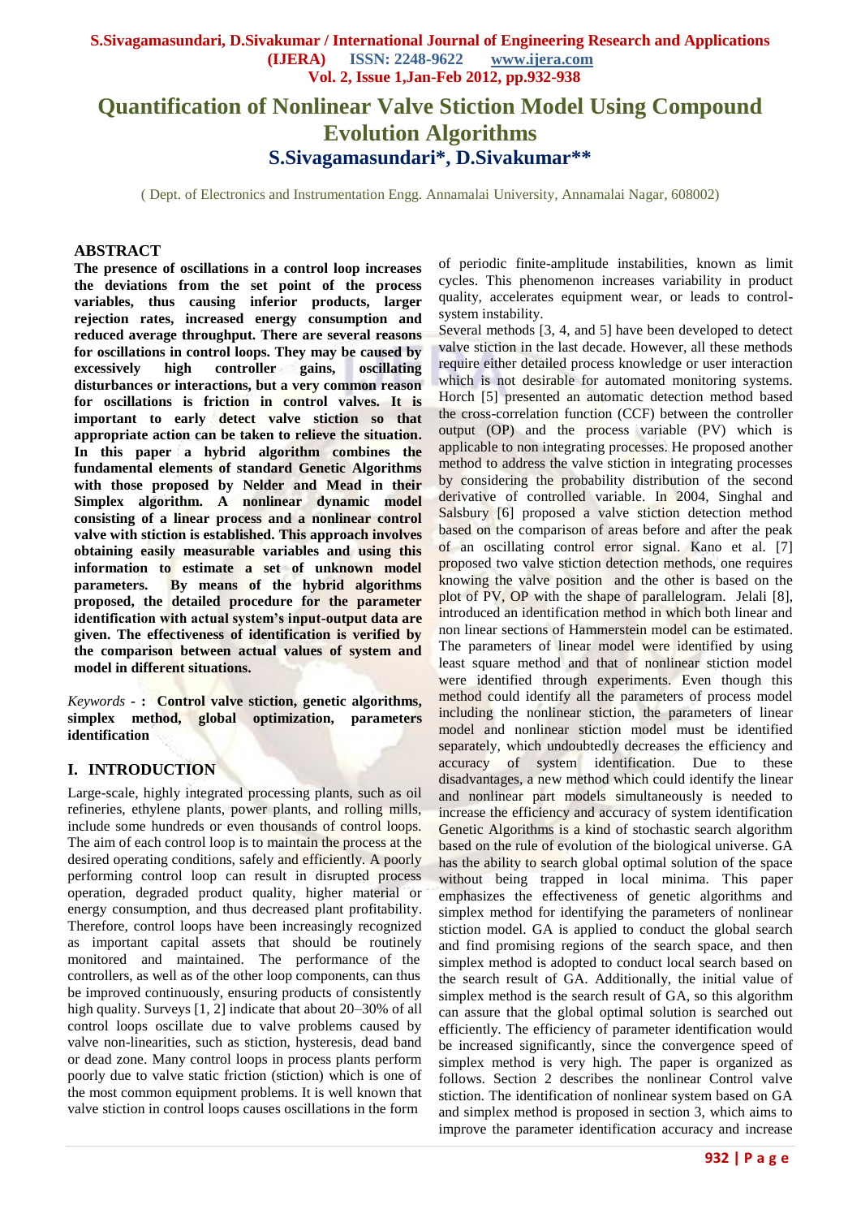# Quantification of Nonlinear Valve Stiction Model Using Compound Evolution Algorithms

## S.Sivagamasundari*, D.Sivakumar**

( Dept. of Electronics and Instrumentation Engg. Annamalai University, Annamalai Nagar, 608002)

## ABSTRACT

**The presence of oscillations in a control loop increases the deviations from the set point of the process variables, thus causing inferior products, larger rejection rates, increased energy consumption and reduced average throughput. There are several reasons for oscillations in control loops. They may be caused by excessively high controller gains, oscillating disturbances or interactions, but a very common reason for oscillations is friction in control valves. It is important to early detect valve stiction so that appropriate action can be taken to relieve the situation. In this paper a hybrid algorithm combines the fundamental elements of standard Genetic Algorithms with those proposed by Nelder and Mead in their Simplex algorithm. A nonlinear dynamic model consisting of a linear process and a nonlinear control valve with stiction is established. This approach involves obtaining easily measurable variables and using this information to estimate a set of unknown model parameters. By means of the hybrid algorithms proposed, the detailed procedure for the parameter identification with actual system's input-output data are given. The effectiveness of identification is verified by the comparison between actual values of system and model in different situations.**

*Keywords* - : **Control valve stiction, genetic algorithms, simplex method, global optimization, parameters identification**

## I. INTRODUCTION

Large-scale, highly integrated processing plants, such as oil refineries, ethylene plants, power plants, and rolling mills, include some hundreds or even thousands of control loops. The aim of each control loop is to maintain the process at the desired operating conditions, safely and efficiently. A poorly performing control loop can result in disrupted process operation, degraded product quality, higher material or energy consumption, and thus decreased plant profitability. Therefore, control loops have been increasingly recognized as important capital assets that should be routinely monitored and maintained. The performance of the controllers, as well as of the other loop components, can thus be improved continuously, ensuring products of consistently high quality. Surveys [1, 2] indicate that about 20–30% of all control loops oscillate due to valve problems caused by valve non-linearities, such as stiction, hysteresis, dead band or dead zone. Many control loops in process plants perform poorly due to valve static friction (stiction) which is one of the most common equipment problems. It is well known that valve stiction in control loops causes oscillations in the form of periodic finite-amplitude instabilities, known as limit cycles. This phenomenon increases variability in product quality, accelerates equipment wear, or leads to control-system instability.

Several methods [3, 4, and 5] have been developed to detect valve stiction in the last decade. However, all these methods require either detailed process knowledge or user interaction which is not desirable for automated monitoring systems. Horch [5] presented an automatic detection method based the cross-correlation function (CCF) between the controller output (OP) and the process variable (PV) which is applicable to non integrating processes. He proposed another method to address the valve stiction in integrating processes by considering the probability distribution of the second derivative of controlled variable. In 2004, Singhal and Salsbury [6] proposed a valve stiction detection method based on the comparison of areas before and after the peak of an oscillating control error signal. Kano et al. [7] proposed two valve stiction detection methods, one requires knowing the valve position and the other is based on the plot of PV, OP with the shape of parallelogram. Jelali [8], introduced an identification method in which both linear and non linear sections of Hammerstein model can be estimated. The parameters of linear model were identified by using least square method and that of nonlinear stiction model were identified through experiments. Even though this method could identify all the parameters of process model including the nonlinear stiction, the parameters of linear model and nonlinear stiction model must be identified separately, which undoubtedly decreases the efficiency and accuracy of system identification. Due to these disadvantages, a new method which could identify the linear and nonlinear part models simultaneously is needed to increase the efficiency and accuracy of system identification Genetic Algorithms is a kind of stochastic search algorithm based on the rule of evolution of the biological universe. GA has the ability to search global optimal solution of the space without being trapped in local minima. This paper emphasizes the effectiveness of genetic algorithms and simplex method for identifying the parameters of nonlinear stiction model. GA is applied to conduct the global search and find promising regions of the search space, and then simplex method is adopted to conduct local search based on the search result of GA. Additionally, the initial value of simplex method is the search result of GA, so this algorithm can assure that the global optimal solution is searched out efficiently. The efficiency of parameter identification would be increased significantly, since the convergence speed of simplex method is very high. The paper is organized as follows. Section 2 describes the nonlinear Control valve stiction. The identification of nonlinear system based on GA and simplex method is proposed in section 3, which aims to improve the parameter identification accuracy and increase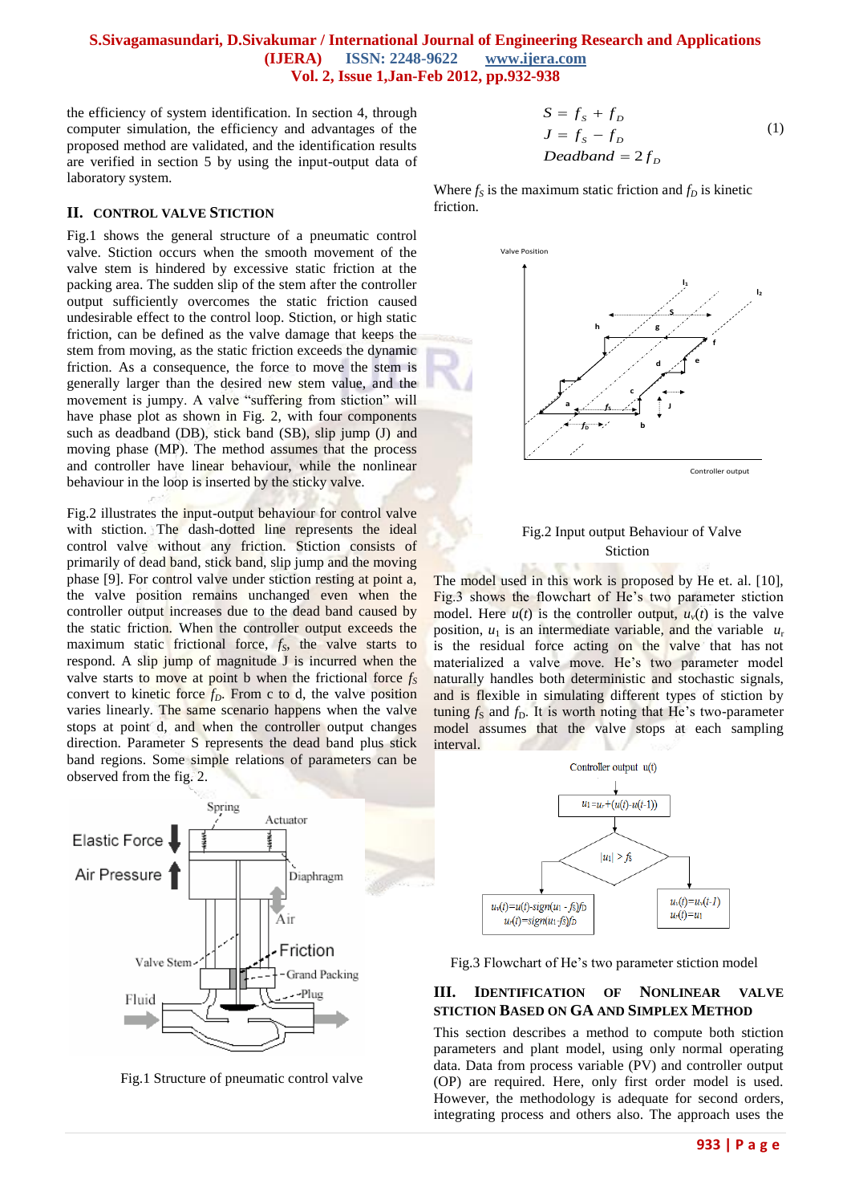the efficiency of system identification. In section 4, through computer simulation, the efficiency and advantages of the proposed method are validated, and the identification results are verified in section 5 by using the input-output data of laboratory system.

## II. CONTROL VALVE STICTION

Fig.1 shows the general structure of a pneumatic control valve. Stiction occurs when the smooth movement of the valve stem is hindered by excessive static friction at the packing area. The sudden slip of the stem after the controller output sufficiently overcomes the static friction caused undesirable effect to the control loop. Stiction, or high static friction, can be defined as the valve damage that keeps the stem from moving, as the static friction exceeds the dynamic friction. As a consequence, the force to move the stem is generally larger than the desired new stem value, and the movement is jumpy. A valve "suffering from stiction" will have phase plot as shown in Fig. 2, with four components such as deadband (DB), stick band (SB), slip jump (J) and moving phase (MP). The method assumes that the process and controller have linear behaviour, while the nonlinear behaviour in the loop is inserted by the sticky valve.

Fig.2 illustrates the input-output behaviour for control valve with stiction. The dash-dotted line represents the ideal control valve without any friction. Stiction consists of primarily of dead band, stick band, slip jump and the moving phase [9]. For control valve under stiction resting at point a, the valve position remains unchanged even when the controller output increases due to the dead band caused by the static friction. When the controller output exceeds the maximum static frictional force, $f_S$, the valve starts to respond. A slip jump of magnitude J is incurred when the valve starts to move at point b when the frictional force $f_S$ convert to kinetic force $f_D$. From c to d, the valve position varies linearly. The same scenario happens when the valve stops at point d, and when the controller output changes direction. Parameter S represents the dead band plus stick band regions. Some simple relations of parameters can be observed from the fig. 2.

Fig.1 Structure of pneumatic control valve

$$
\begin{aligned}
S &= f_S + f_D \\
J &= f_S - f_D \\
Deadband &= 2 f_D
\end{aligned}
\tag{1}
$$

Where $f_S$ is the maximum static friction and $f_D$ is kinetic friction.

Fig.2 Input output Behaviour of Valve Stiction

The model used in this work is proposed by He et. al. [10], Fig.3 shows the flowchart of He's two parameter stiction model. Here $u(t)$ is the controller output, $u_v(t)$ is the valve position, $u_1$ is an intermediate variable, and the variable $u_r$ is the residual force acting on the valve that has not materialized a valve move. He's two parameter model naturally handles both deterministic and stochastic signals, and is flexible in simulating different types of stiction by tuning $f_S$ and $f_D$. It is worth noting that He's two-parameter model assumes that the valve stops at each sampling interval.

Fig.3 Flowchart of He's two parameter stiction model

## III. IDENTIFICATION OF NONLINEAR VALVE STICTION BASED ON GA AND SIMPLEX METHOD

This section describes a method to compute both stiction parameters and plant model, using only normal operating data. Data from process variable (PV) and controller output (OP) are required. Here, only first order model is used. However, the methodology is adequate for second orders, integrating process and others also. The approach uses the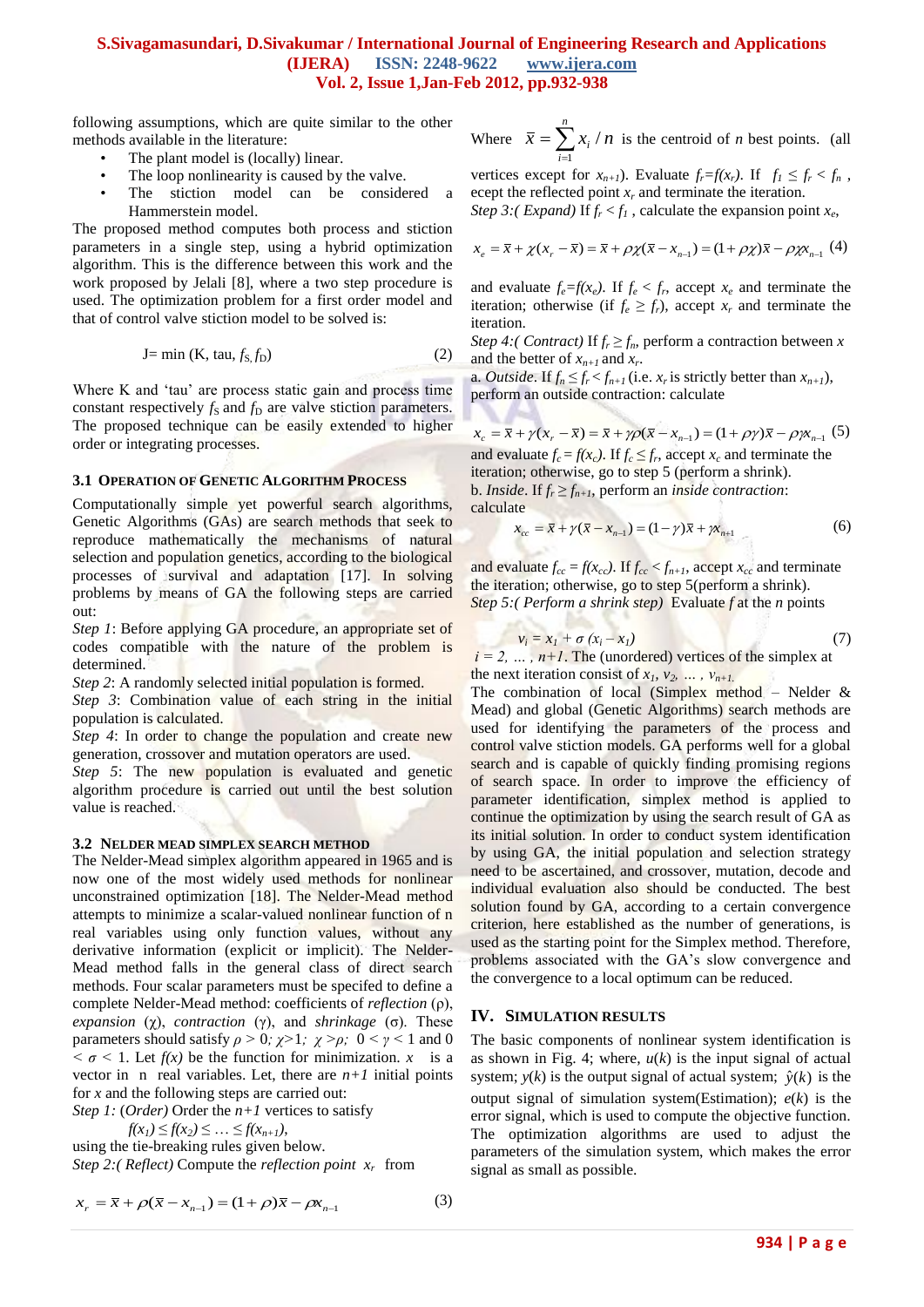following assumptions, which are quite similar to the other methods available in the literature:

- The plant model is (locally) linear.
- The loop nonlinearity is caused by the valve.
- The stiction model can be considered a Hammerstein model.

The proposed method computes both process and stiction parameters in a single step, using a hybrid optimization algorithm. This is the difference between this work and the work proposed by Jelali [8], where a two step procedure is used. The optimization problem for a first order model and that of control valve stiction model to be solved is:

$$J = \min (K, \text{tau}, f_S, f_D) \tag{2}$$

Where K and 'tau' are process static gain and process time constant respectively $f_S$ and $f_D$ are valve stiction parameters. The proposed technique can be easily extended to higher order or integrating processes.

### 3.1 Operation of Genetic Algorithm Process

Computationally simple yet powerful search algorithms, Genetic Algorithms (GAs) are search methods that seek to reproduce mathematically the mechanisms of natural selection and population genetics, according to the biological processes of survival and adaptation [17]. In solving problems by means of GA the following steps are carried out:

*Step 1*: Before applying GA procedure, an appropriate set of codes compatible with the nature of the problem is determined.

*Step 2*: A randomly selected initial population is formed.

*Step 3*: Combination value of each string in the initial population is calculated.

*Step 4*: In order to change the population and create new generation, crossover and mutation operators are used.

*Step 5*: The new population is evaluated and genetic algorithm procedure is carried out until the best solution value is reached.

### 3.2 Nelder Mead Simplex Search Method

The Nelder-Mead simplex algorithm appeared in 1965 and is now one of the most widely used methods for nonlinear unconstrained optimization [18]. The Nelder-Mead method attempts to minimize a scalar-valued nonlinear function of n real variables using only function values, without any derivative information (explicit or implicit). The Nelder-Mead method falls in the general class of direct search methods. Four scalar parameters must be specifed to define a complete Nelder-Mead method: coefficients of *reflection* ($\rho$), *expansion* ($\chi$), *contraction* ($\gamma$), and *shrinkage* ($\sigma$). These parameters should satisfy $\rho > 0$; $\chi > 1$; $\chi > \rho$; $0 < \gamma < 1$ and $0 < \sigma < 1$. Let $f(x)$ be the function for minimization. $x$ is a vector in n real variables. Let, there are $n+1$ initial points for $x$ and the following steps are carried out:

*Step 1*: (*Order*) Order the $n+1$ vertices to satisfy

$$f(x_1) \leq f(x_2) \leq \ldots \leq f(x_{n+1}),$$

using the tie-breaking rules given below.

*Step 2:( Reflect)* Compute the *reflection point* $x_r$ from

$$x_r = \bar{x} + \rho(\bar{x} - x_{n-1}) = (1+\rho)\bar{x} - \rho x_{n-1} \tag{3}$$

Where $\bar{x} = \sum_{i=1}^{n} x_i / n$ is the centroid of $n$ best points. (all vertices except for $x_{n+1}$). Evaluate $f_r = f(x_r)$. If $f_1 \leq f_r < f_n$, ecept the reflected point $x_r$ and terminate the iteration.

*Step 3:( Expand)* If $f_r < f_1$, calculate the expansion point $x_e$,

$$x_e = \bar{x} + \chi(x_r - \bar{x}) = \bar{x} + \rho\chi(\bar{x} - x_{n-1}) = (1+\rho\chi)\bar{x} - \rho\chi x_{n-1} \tag{4}$$

and evaluate $f_e = f(x_e)$. If $f_e < f_r$, accept $x_e$ and terminate the iteration; otherwise (if $f_e \geq f_r$), accept $x_r$ and terminate the iteration.

*Step 4:( Contract)* If $f_r \geq f_n$, perform a contraction between $x$ and the better of $x_{n+1}$ and $x_r$.

a. *Outside*. If $f_n \leq f_r < f_{n+1}$ (i.e. $x_r$ is strictly better than $x_{n+1}$), perform an outside contraction: calculate

$$x_c = \bar{x} + \gamma(x_r - \bar{x}) = \bar{x} + \gamma\rho(\bar{x} - x_{n-1}) = (1+\rho\gamma)\bar{x} - \rho\gamma x_{n-1} \tag{5}$$

and evaluate $f_c = f(x_c)$. If $f_c \leq f_r$, accept $x_c$ and terminate the iteration; otherwise, go to step 5 (perform a shrink).

b. *Inside*. If $f_r \geq f_{n+1}$, perform an *inside contraction*: calculate

$$x_{cc} = \bar{x} + \gamma(\bar{x} - x_{n-1}) = (1-\gamma)\bar{x} + \gamma x_{n+1} \tag{6}$$

and evaluate $f_{cc} = f(x_{cc})$. If $f_{cc} < f_{n+1}$, accept $x_{cc}$ and terminate the iteration; otherwise, go to step 5(perform a shrink).

*Step 5:( Perform a shrink step)* Evaluate $f$ at the $n$ points

$$v_i = x_1 + \sigma(x_i - x_1) \tag{7}$$

$i = 2, \ldots, n+1$. The (unordered) vertices of the simplex at the next iteration consist of $x_1, v_2, \ldots, v_{n+1}$.

The combination of local (Simplex method – Nelder & Mead) and global (Genetic Algorithms) search methods are used for identifying the parameters of the process and control valve stiction models. GA performs well for a global search and is capable of quickly finding promising regions of search space. In order to improve the efficiency of parameter identification, simplex method is applied to continue the optimization by using the search result of GA as its initial solution. In order to conduct system identification by using GA, the initial population and selection strategy need to be ascertained, and crossover, mutation, decode and individual evaluation also should be conducted. The best solution found by GA, according to a certain convergence criterion, here established as the number of generations, is used as the starting point for the Simplex method. Therefore, problems associated with the GA's slow convergence and the convergence to a local optimum can be reduced.

## IV. Simulation Results

The basic components of nonlinear system identification is as shown in Fig. 4; where, $u(k)$ is the input signal of actual system; $y(k)$ is the output signal of actual system; $\hat{y}(k)$ is the output signal of simulation system(Estimation); $e(k)$ is the error signal, which is used to compute the objective function. The optimization algorithms are used to adjust the parameters of the simulation system, which makes the error signal as small as possible.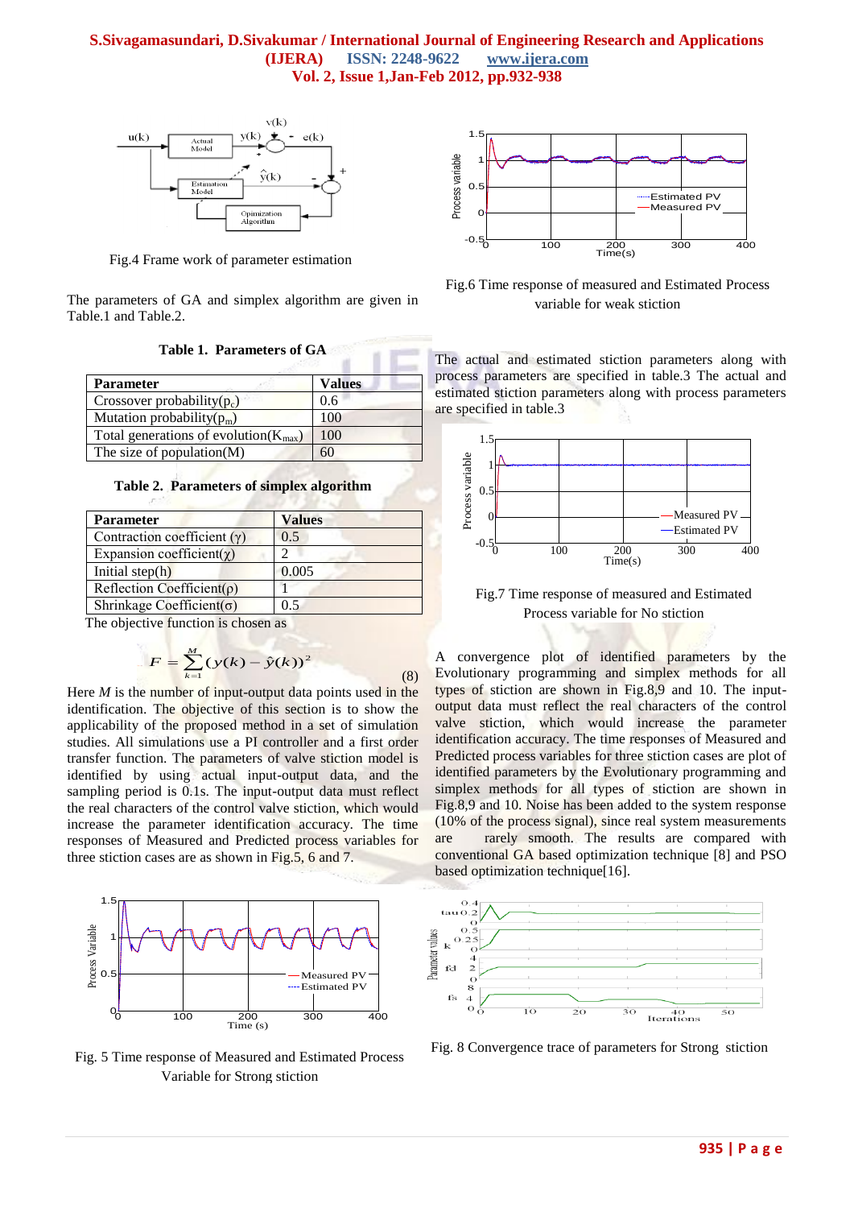Fig.4 Frame work of parameter estimation

The parameters of GA and simplex algorithm are given in Table.1 and Table.2.

**Table 1. Parameters of GA**

| Parameter | Values |
|---|---|
| Crossover probability($p_c$) | 0.6 |
| Mutation probability($p_m$) | 100 |
| Total generations of evolution($K_{max}$) | 100 |
| The size of population(M) | 60 |

**Table 2. Parameters of simplex algorithm**

| Parameter | Values |
|---|---|
| Contraction coefficient ($\gamma$) | 0.5 |
| Expansion coefficient($\chi$) | 2 |
| Initial step(h) | 0.005 |
| Reflection Coefficient($\rho$) | 1 |
| Shrinkage Coefficient($\sigma$) | 0.5 |

The objective function is chosen as

$$F = \sum_{k=1}^{M} (y(k) - \hat{y}(k))^2 \tag{8}$$

Here $M$ is the number of input-output data points used in the identification. The objective of this section is to show the applicability of the proposed method in a set of simulation studies. All simulations use a PI controller and a first order transfer function. The parameters of valve stiction model is identified by using actual input-output data, and the sampling period is 0.1s. The input-output data must reflect the real characters of the control valve stiction, which would increase the parameter identification accuracy. The time responses of Measured and Predicted process variables for three stiction cases are as shown in Fig.5, 6 and 7.

Fig. 5 Time response of Measured and Estimated Process Variable for Strong stiction

Fig.6 Time response of measured and Estimated Process variable for weak stiction

The actual and estimated stiction parameters along with process parameters are specified in table.3 The actual and estimated stiction parameters along with process parameters are specified in table.3

Fig.7 Time response of measured and Estimated Process variable for No stiction

A convergence plot of identified parameters by the Evolutionary programming and simplex methods for all types of stiction are shown in Fig.8,9 and 10. The input-output data must reflect the real characters of the control valve stiction, which would increase the parameter identification accuracy. The time responses of Measured and Predicted process variables for three stiction cases are plot of identified parameters by the Evolutionary programming and simplex methods for all types of stiction are shown in Fig.8,9 and 10. Noise has been added to the system response (10% of the process signal), since real system measurements are rarely smooth. The results are compared with conventional GA based optimization technique [8] and PSO based optimization technique[16].

Fig. 8 Convergence trace of parameters for Strong stiction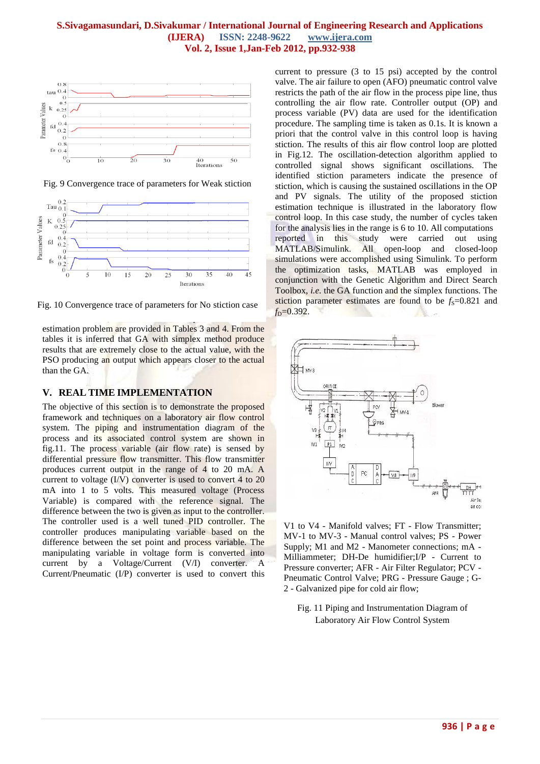Fig. 9 Convergence trace of parameters for Weak stiction

Fig. 10 Convergence trace of parameters for No stiction case

estimation problem are provided in Tables 3 and 4. From the tables it is inferred that GA with simplex method produce results that are extremely close to the actual value, with the PSO producing an output which appears closer to the actual than the GA.

## V. REAL TIME IMPLEMENTATION

The objective of this section is to demonstrate the proposed framework and techniques on a laboratory air flow control system. The piping and instrumentation diagram of the process and its associated control system are shown in fig.11. The process variable (air flow rate) is sensed by differential pressure flow transmitter. This flow transmitter produces current output in the range of 4 to 20 mA. A current to voltage (I/V) converter is used to convert 4 to 20 mA into 1 to 5 volts. This measured voltage (Process Variable) is compared with the reference signal. The difference between the two is given as input to the controller. The controller used is a well tuned PID controller. The controller produces manipulating variable based on the difference between the set point and process variable. The manipulating variable in voltage form is converted into current by a Voltage/Current (V/I) converter. A Current/Pneumatic (I/P) converter is used to convert this current to pressure (3 to 15 psi) accepted by the control valve. The air failure to open (AFO) pneumatic control valve restricts the path of the air flow in the process pipe line, thus controlling the air flow rate. Controller output (OP) and process variable (PV) data are used for the identification procedure. The sampling time is taken as 0.1s. It is known a priori that the control valve in this control loop is having stiction. The results of this air flow control loop are plotted in Fig.12. The oscillation-detection algorithm applied to controlled signal shows significant oscillations. The identified stiction parameters indicate the presence of stiction, which is causing the sustained oscillations in the OP and PV signals. The utility of the proposed stiction estimation technique is illustrated in the laboratory flow control loop. In this case study, the number of cycles taken for the analysis lies in the range is 6 to 10. All computations reported in this study were carried out using MATLAB/Simulink. All open-loop and closed-loop simulations were accomplished using Simulink. To perform the optimization tasks, MATLAB was employed in conjunction with the Genetic Algorithm and Direct Search Toolbox, *i.e.* the GA function and the simplex functions. The stiction parameter estimates are found to be $f_S$=0.821 and $f_D$=0.392.

V1 to V4 - Manifold valves; FT - Flow Transmitter; MV-1 to MV-3 - Manual control valves; PS - Power Supply; M1 and M2 - Manometer connections; mA - Milliammeter; DH-De humidifier;I/P - Current to Pressure converter; AFR - Air Filter Regulator; PCV - Pneumatic Control Valve; PRG - Pressure Gauge ; G-2 - Galvanized pipe for cold air flow;

Fig. 11 Piping and Instrumentation Diagram of Laboratory Air Flow Control System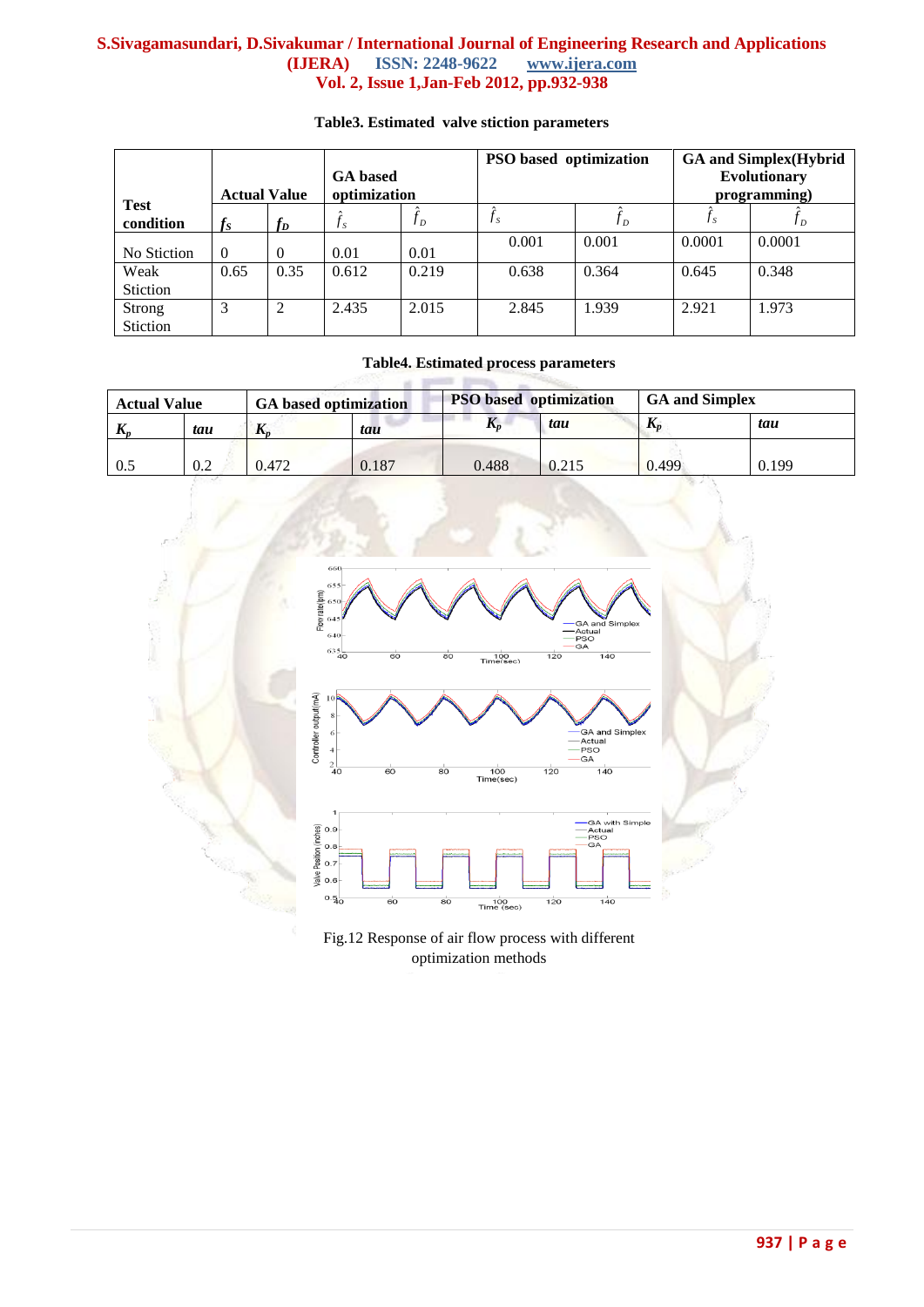**Table3. Estimated valve stiction parameters**

| Test condition | Actual Value | | GA based optimization | | PSO based optimization | | GA and Simplex(Hybrid Evolutionary programming) | |
|---|---|---|---|---|---|---|---|---|
| | $f_S$ | $f_D$ | $\hat{f}_S$ | $\hat{f}_D$ | $\hat{f}_S$ | $\hat{f}_D$ | $\hat{f}_S$ | $\hat{f}_D$ |
| No Stiction | 0 | 0 | 0.01 | 0.01 | 0.001 | 0.001 | 0.0001 | 0.0001 |
| Weak Stiction | 0.65 | 0.35 | 0.612 | 0.219 | 0.638 | 0.364 | 0.645 | 0.348 |
| Strong Stiction | 3 | 2 | 2.435 | 2.015 | 2.845 | 1.939 | 2.921 | 1.973 |

**Table4. Estimated process parameters**

| Actual Value | | GA based optimization | | PSO based optimization | | GA and Simplex | |
|---|---|---|---|---|---|---|---|
| $K_p$ | *tau* | $K_p$ | *tau* | $K_p$ | *tau* | $K_p$ | *tau* |
| 0.5 | 0.2 | 0.472 | 0.187 | 0.488 | 0.215 | 0.499 | 0.199 |

Fig.12 Response of air flow process with different optimization methods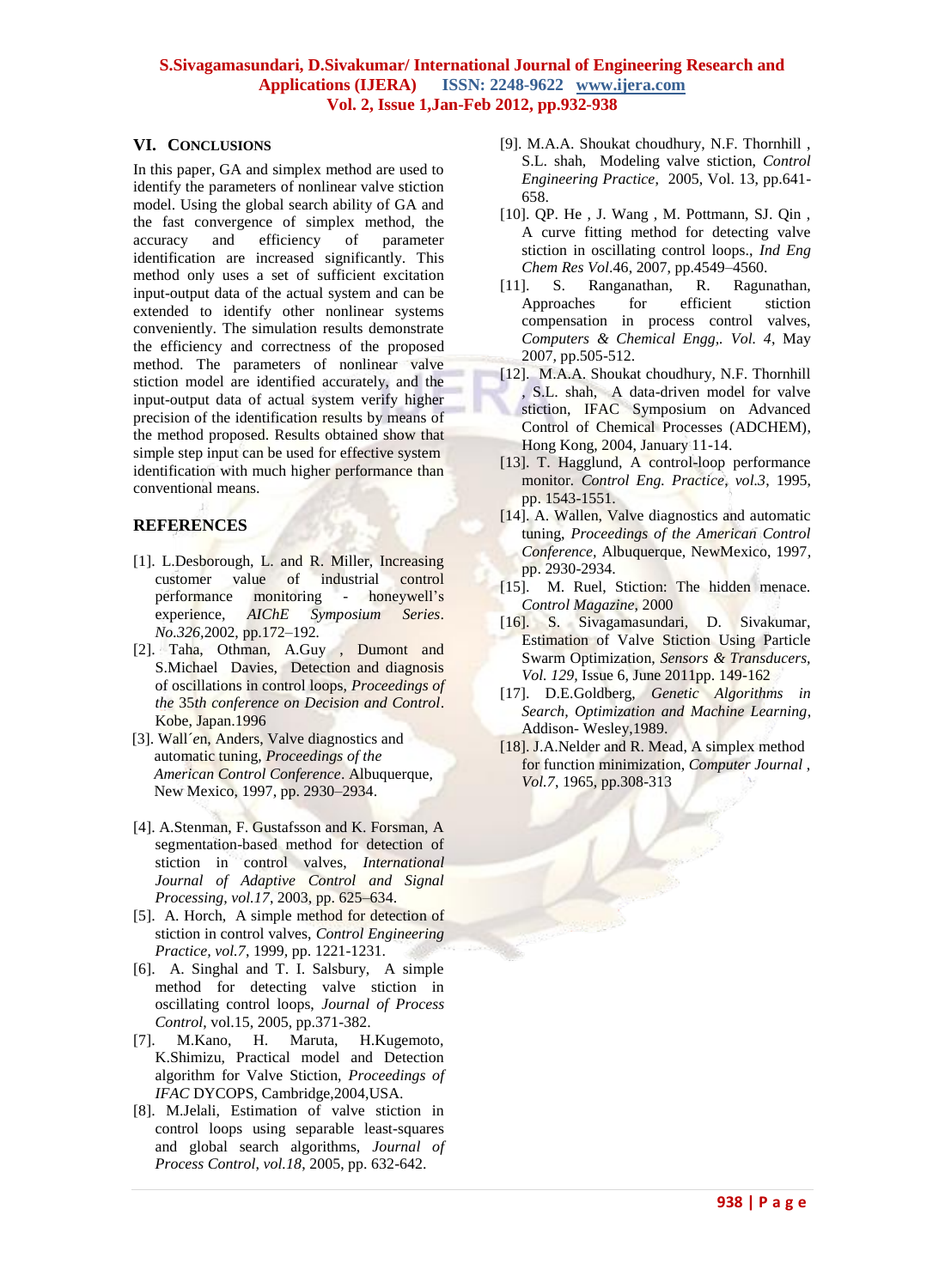## VI. CONCLUSIONS

In this paper, GA and simplex method are used to identify the parameters of nonlinear valve stiction model. Using the global search ability of GA and the fast convergence of simplex method, the accuracy and efficiency of parameter identification are increased significantly. This method only uses a set of sufficient excitation input-output data of the actual system and can be extended to identify other nonlinear systems conveniently. The simulation results demonstrate the efficiency and correctness of the proposed method. The parameters of nonlinear valve stiction model are identified accurately, and the input-output data of actual system verify higher precision of the identification results by means of the method proposed. Results obtained show that simple step input can be used for effective system identification with much higher performance than conventional means.

## REFERENCES

[1]. L.Desborough, L. and R. Miller, Increasing customer value of industrial control performance monitoring - honeywell's experience, *AIChE Symposium Series*. *No.326*,2002, pp.172–192.

[2]. Taha, Othman, A.Guy , Dumont and S.Michael Davies, Detection and diagnosis of oscillations in control loops, *Proceedings of the* 35*th conference on Decision and Control*. Kobe, Japan.1996

[3]. Wall´en, Anders, Valve diagnostics and automatic tuning, *Proceedings of the American Control Conference*. Albuquerque, New Mexico, 1997, pp. 2930–2934.

[4]. A.Stenman, F. Gustafsson and K. Forsman, A segmentation-based method for detection of stiction in control valves, *International Journal of Adaptive Control and Signal Processing, vol.17*, 2003, pp. 625–634.

[5]. A. Horch, A simple method for detection of stiction in control valves, *Control Engineering Practice, vol.7*, 1999, pp. 1221-1231.

[6]. A. Singhal and T. I. Salsbury, A simple method for detecting valve stiction in oscillating control loops, *Journal of Process Control,* vol.15, 2005, pp.371-382.

[7]. M.Kano, H. Maruta, H.Kugemoto, K.Shimizu, Practical model and Detection algorithm for Valve Stiction, *Proceedings of IFAC* DYCOPS, Cambridge,2004,USA.

[8]. M.Jelali, Estimation of valve stiction in control loops using separable least-squares and global search algorithms, *Journal of Process Control*, *vol.18*, 2005, pp. 632-642.

[9]. M.A.A. Shoukat choudhury, N.F. Thornhill , S.L. shah, Modeling valve stiction, *Control Engineering Practice*, 2005, Vol. 13, pp.641-658.

[10]. QP. He , J. Wang , M. Pottmann, SJ. Qin , A curve fitting method for detecting valve stiction in oscillating control loops., *Ind Eng Chem Res Vol*.46, 2007, pp.4549–4560.

[11]. S. Ranganathan, R. Ragunathan, Approaches for efficient stiction compensation in process control valves, *Computers & Chemical Engg,. Vol. 4*, May 2007, pp.505-512.

[12]. M.A.A. Shoukat choudhury, N.F. Thornhill , S.L. shah, A data-driven model for valve stiction, IFAC Symposium on Advanced Control of Chemical Processes (ADCHEM), Hong Kong, 2004, January 11-14.

[13]. T. Hagglund, A control-loop performance monitor. *Control Eng. Practice*, *vol.3*, 1995, pp. 1543-1551.

[14]. A. Wallen, Valve diagnostics and automatic tuning, *Proceedings of the American Control Conference,* Albuquerque, NewMexico, 1997, pp. 2930-2934.

[15]. M. Ruel, Stiction: The hidden menace. *Control Magazine*, 2000

[16]. S. Sivagamasundari, D. Sivakumar, Estimation of Valve Stiction Using Particle Swarm Optimization, *Sensors & Transducers, Vol. 129,* Issue 6, June 2011pp. 149-162

[17]. D.E.Goldberg, *Genetic Algorithms in Search, Optimization and Machine Learning*, Addison- Wesley,1989.

[18]. J.A.Nelder and R. Mead, A simplex method for function minimization, *Computer Journal* , *Vol.7*, 1965, pp.308-313